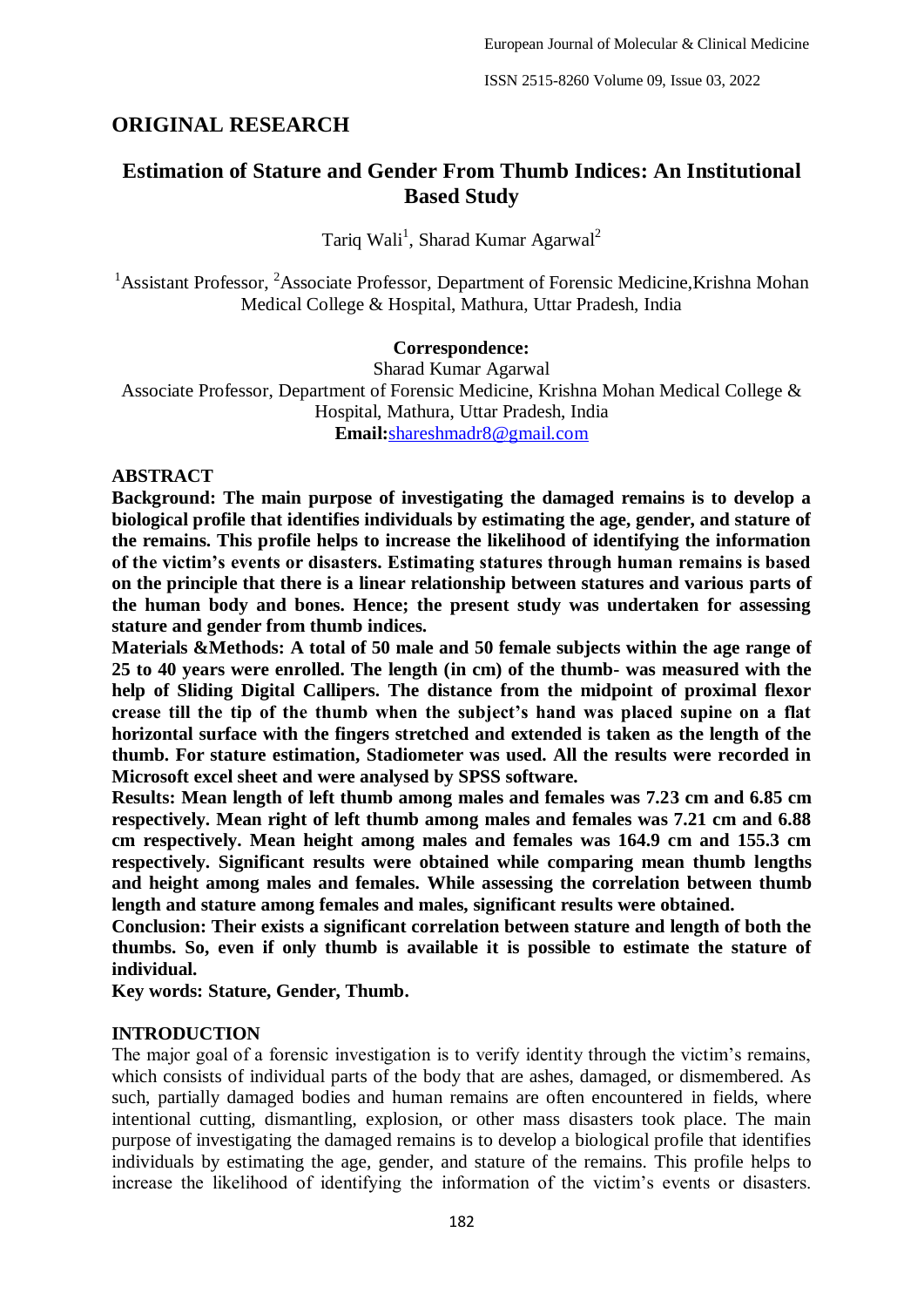## ORIGINAL RESEARCH

# Estimation of Stature and Gender From Thumb Indices: An Institutional Based Study

Tariq Wali[1], Sharad Kumar Agarwal[2]

[1]Assistant Professor, [2]Associate Professor, Department of Forensic Medicine,Krishna Mohan Medical College & Hospital, Mathura, Uttar Pradesh, India

**Correspondence:**

Sharad Kumar Agarwal

Associate Professor, Department of Forensic Medicine, Krishna Mohan Medical College & Hospital, Mathura, Uttar Pradesh, India

**Email:**shareshmadr8@gmail.com

## ABSTRACT

**Background: The main purpose of investigating the damaged remains is to develop a biological profile that identifies individuals by estimating the age, gender, and stature of the remains. This profile helps to increase the likelihood of identifying the information of the victim's events or disasters. Estimating statures through human remains is based on the principle that there is a linear relationship between statures and various parts of the human body and bones. Hence; the present study was undertaken for assessing stature and gender from thumb indices.**

**Materials &Methods: A total of 50 male and 50 female subjects within the age range of 25 to 40 years were enrolled. The length (in cm) of the thumb- was measured with the help of Sliding Digital Callipers. The distance from the midpoint of proximal flexor crease till the tip of the thumb when the subject's hand was placed supine on a flat horizontal surface with the fingers stretched and extended is taken as the length of the thumb. For stature estimation, Stadiometer was used. All the results were recorded in Microsoft excel sheet and were analysed by SPSS software.**

**Results: Mean length of left thumb among males and females was 7.23 cm and 6.85 cm respectively. Mean right of left thumb among males and females was 7.21 cm and 6.88 cm respectively. Mean height among males and females was 164.9 cm and 155.3 cm respectively. Significant results were obtained while comparing mean thumb lengths and height among males and females. While assessing the correlation between thumb length and stature among females and males, significant results were obtained.**

**Conclusion: Their exists a significant correlation between stature and length of both the thumbs. So, even if only thumb is available it is possible to estimate the stature of individual.**

**Key words: Stature, Gender, Thumb.**

## INTRODUCTION

The major goal of a forensic investigation is to verify identity through the victim's remains, which consists of individual parts of the body that are ashes, damaged, or dismembered. As such, partially damaged bodies and human remains are often encountered in fields, where intentional cutting, dismantling, explosion, or other mass disasters took place. The main purpose of investigating the damaged remains is to develop a biological profile that identifies individuals by estimating the age, gender, and stature of the remains. This profile helps to increase the likelihood of identifying the information of the victim's events or disasters.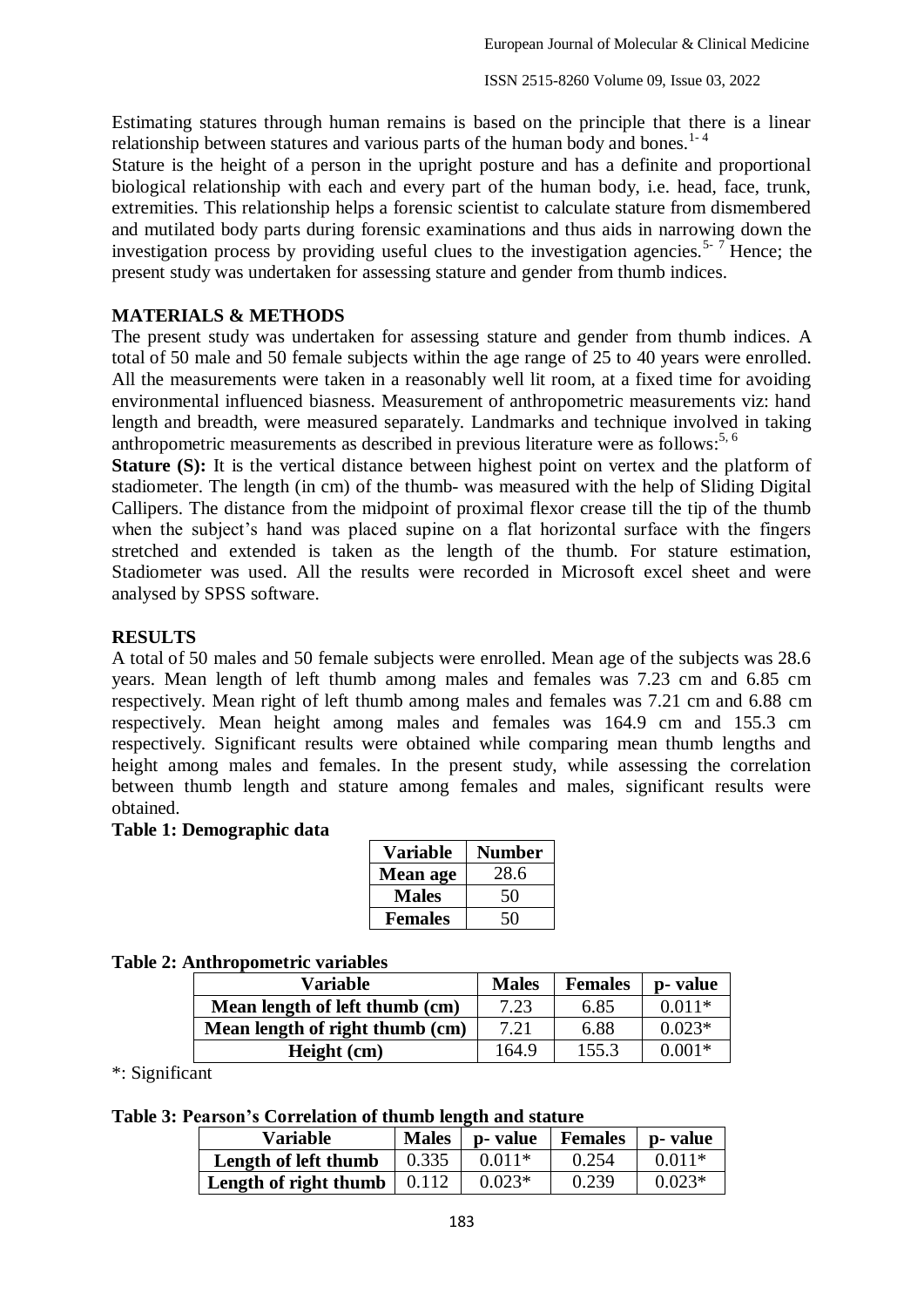Estimating statures through human remains is based on the principle that there is a linear relationship between statures and various parts of the human body and bones.[1-4]

Stature is the height of a person in the upright posture and has a definite and proportional biological relationship with each and every part of the human body, i.e. head, face, trunk, extremities. This relationship helps a forensic scientist to calculate stature from dismembered and mutilated body parts during forensic examinations and thus aids in narrowing down the investigation process by providing useful clues to the investigation agencies.[5-7] Hence; the present study was undertaken for assessing stature and gender from thumb indices.

## MATERIALS & METHODS

The present study was undertaken for assessing stature and gender from thumb indices. A total of 50 male and 50 female subjects within the age range of 25 to 40 years were enrolled. All the measurements were taken in a reasonably well lit room, at a fixed time for avoiding environmental influenced biasness. Measurement of anthropometric measurements viz: hand length and breadth, were measured separately. Landmarks and technique involved in taking anthropometric measurements as described in previous literature were as follows:[5, 6]

**Stature (S):** It is the vertical distance between highest point on vertex and the platform of stadiometer. The length (in cm) of the thumb- was measured with the help of Sliding Digital Callipers. The distance from the midpoint of proximal flexor crease till the tip of the thumb when the subject's hand was placed supine on a flat horizontal surface with the fingers stretched and extended is taken as the length of the thumb. For stature estimation, Stadiometer was used. All the results were recorded in Microsoft excel sheet and were analysed by SPSS software.

## RESULTS

A total of 50 males and 50 female subjects were enrolled. Mean age of the subjects was 28.6 years. Mean length of left thumb among males and females was 7.23 cm and 6.85 cm respectively. Mean right of left thumb among males and females was 7.21 cm and 6.88 cm respectively. Mean height among males and females was 164.9 cm and 155.3 cm respectively. Significant results were obtained while comparing mean thumb lengths and height among males and females. In the present study, while assessing the correlation between thumb length and stature among females and males, significant results were obtained.

**Table 1: Demographic data**

| Variable | Number |
|---|---|
| **Mean age** | 28.6 |
| **Males** | 50 |
| **Females** | 50 |

**Table 2: Anthropometric variables**

| Variable | Males | Females | p- value |
|---|---|---|---|
| **Mean length of left thumb (cm)** | 7.23 | 6.85 | 0.011* |
| **Mean length of right thumb (cm)** | 7.21 | 6.88 | 0.023* |
| **Height (cm)** | 164.9 | 155.3 | 0.001* |

*: Significant

**Table 3: Pearson's Correlation of thumb length and stature**

| Variable | Males | p- value | Females | p- value |
|---|---|---|---|---|
| **Length of left thumb** | 0.335 | 0.011* | 0.254 | 0.011* |
| **Length of right thumb** | 0.112 | 0.023* | 0.239 | 0.023* |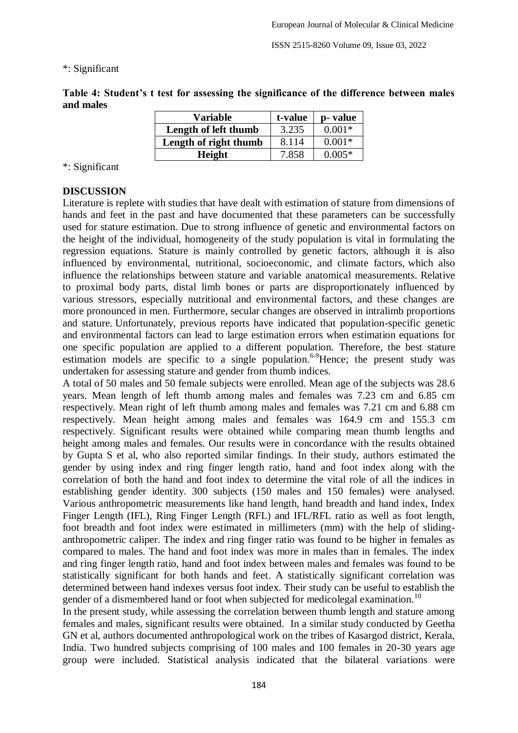*: Significant

**Table 4: Student's t test for assessing the significance of the difference between males and males**

| Variable | t-value | p- value |
|---|---|---|
| Length of left thumb | 3.235 | 0.001* |
| Length of right thumb | 8.114 | 0.001* |
| Height | 7.858 | 0.005* |

*: Significant

## DISCUSSION

Literature is replete with studies that have dealt with estimation of stature from dimensions of hands and feet in the past and have documented that these parameters can be successfully used for stature estimation. Due to strong influence of genetic and environmental factors on the height of the individual, homogeneity of the study population is vital in formulating the regression equations. Stature is mainly controlled by genetic factors, although it is also influenced by environmental, nutritional, socioeconomic, and climate factors, which also influence the relationships between stature and variable anatomical measurements. Relative to proximal body parts, distal limb bones or parts are disproportionately influenced by various stressors, especially nutritional and environmental factors, and these changes are more pronounced in men. Furthermore, secular changes are observed in intralimb proportions and stature. Unfortunately, previous reports have indicated that population-specific genetic and environmental factors can lead to large estimation errors when estimation equations for one specific population are applied to a different population. Therefore, the best stature estimation models are specific to a single population.[6-9]Hence; the present study was undertaken for assessing stature and gender from thumb indices.

A total of 50 males and 50 female subjects were enrolled. Mean age of the subjects was 28.6 years. Mean length of left thumb among males and females was 7.23 cm and 6.85 cm respectively. Mean right of left thumb among males and females was 7.21 cm and 6.88 cm respectively. Mean height among males and females was 164.9 cm and 155.3 cm respectively. Significant results were obtained while comparing mean thumb lengths and height among males and females. Our results were in concordance with the results obtained by Gupta S et al, who also reported similar findings. In their study, authors estimated the gender by using index and ring finger length ratio, hand and foot index along with the correlation of both the hand and foot index to determine the vital role of all the indices in establishing gender identity. 300 subjects (150 males and 150 females) were analysed. Various anthropometric measurements like hand length, hand breadth and hand index, Index Finger Length (IFL), Ring Finger Length (RFL) and IFL/RFL ratio as well as foot length, foot breadth and foot index were estimated in millimeters (mm) with the help of sliding-anthropometric caliper. The index and ring finger ratio was found to be higher in females as compared to males. The hand and foot index was more in males than in females. The index and ring finger length ratio, hand and foot index between males and females was found to be statistically significant for both hands and feet. A statistically significant correlation was determined between hand indexes versus foot index. Their study can be useful to establish the gender of a dismembered hand or foot when subjected for medicolegal examination.[10]

In the present study, while assessing the correlation between thumb length and stature among females and males, significant results were obtained. In a similar study conducted by Geetha GN et al, authors documented anthropological work on the tribes of Kasargod district, Kerala, India. Two hundred subjects comprising of 100 males and 100 females in 20-30 years age group were included. Statistical analysis indicated that the bilateral variations were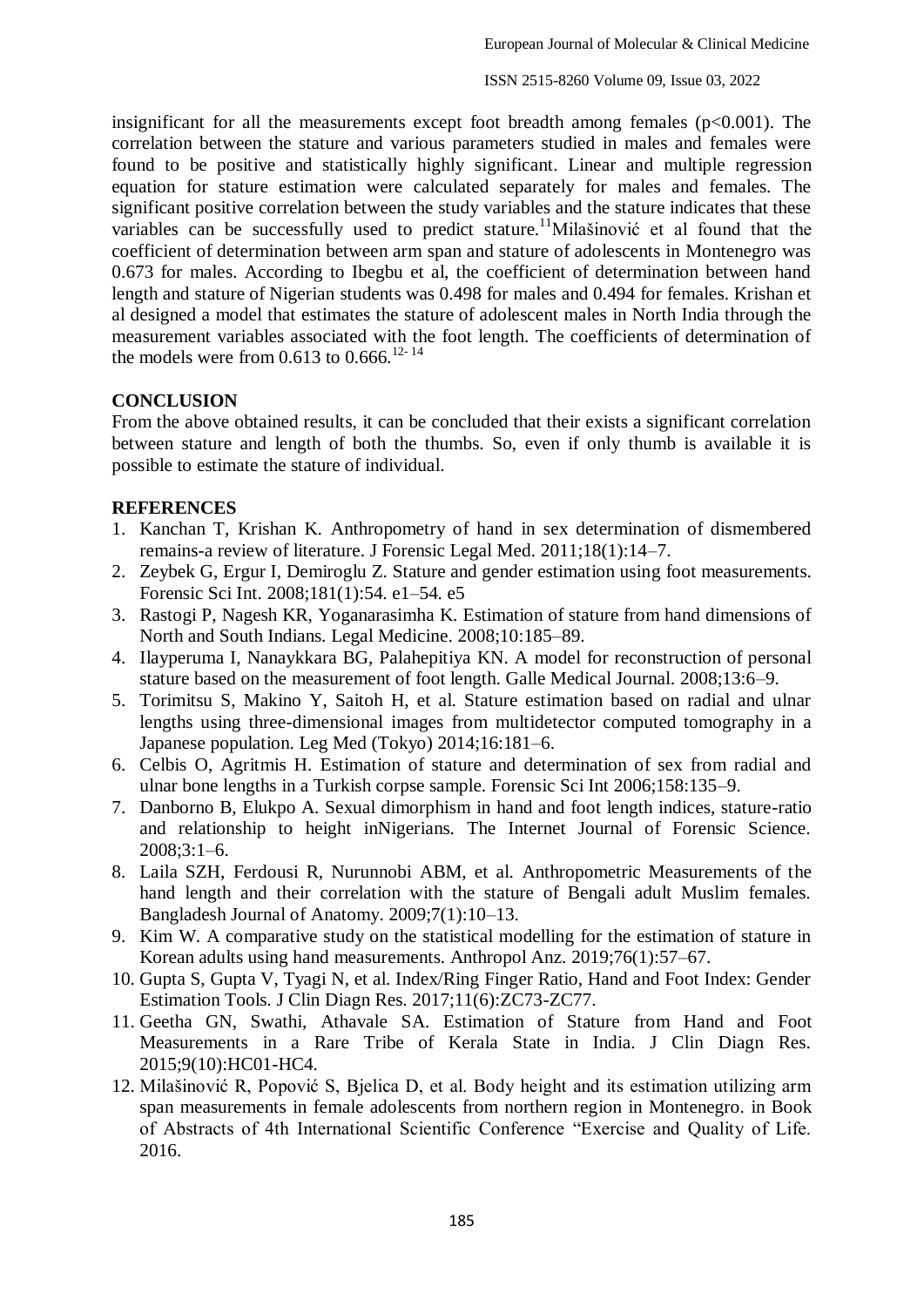insignificant for all the measurements except foot breadth among females ($p<0.001$). The correlation between the stature and various parameters studied in males and females were found to be positive and statistically highly significant. Linear and multiple regression equation for stature estimation were calculated separately for males and females. The significant positive correlation between the study variables and the stature indicates that these variables can be successfully used to predict stature.[11]Milašinović et al found that the coefficient of determination between arm span and stature of adolescents in Montenegro was 0.673 for males. According to Ibegbu et al, the coefficient of determination between hand length and stature of Nigerian students was 0.498 for males and 0.494 for females. Krishan et al designed a model that estimates the stature of adolescent males in North India through the measurement variables associated with the foot length. The coefficients of determination of the models were from 0.613 to 0.666.[12-14]

## CONCLUSION

From the above obtained results, it can be concluded that their exists a significant correlation between stature and length of both the thumbs. So, even if only thumb is available it is possible to estimate the stature of individual.

## REFERENCES

1. Kanchan T, Krishan K. Anthropometry of hand in sex determination of dismembered remains-a review of literature. J Forensic Legal Med. 2011;18(1):14–7.
2. Zeybek G, Ergur I, Demiroglu Z. Stature and gender estimation using foot measurements. Forensic Sci Int. 2008;181(1):54. e1–54. e5
3. Rastogi P, Nagesh KR, Yoganarasimha K. Estimation of stature from hand dimensions of North and South Indians. Legal Medicine. 2008;10:185–89.
4. Ilayperuma I, Nanaykkara BG, Palahepitiya KN. A model for reconstruction of personal stature based on the measurement of foot length. Galle Medical Journal. 2008;13:6–9.
5. Torimitsu S, Makino Y, Saitoh H, et al. Stature estimation based on radial and ulnar lengths using three-dimensional images from multidetector computed tomography in a Japanese population. Leg Med (Tokyo) 2014;16:181–6.
6. Celbis O, Agritmis H. Estimation of stature and determination of sex from radial and ulnar bone lengths in a Turkish corpse sample. Forensic Sci Int 2006;158:135–9.
7. Danborno B, Elukpo A. Sexual dimorphism in hand and foot length indices, stature-ratio and relationship to height inNigerians. The Internet Journal of Forensic Science. 2008;3:1–6.
8. Laila SZH, Ferdousi R, Nurunnobi ABM, et al. Anthropometric Measurements of the hand length and their correlation with the stature of Bengali adult Muslim females. Bangladesh Journal of Anatomy. 2009;7(1):10–13.
9. Kim W. A comparative study on the statistical modelling for the estimation of stature in Korean adults using hand measurements. Anthropol Anz. 2019;76(1):57–67.
10. Gupta S, Gupta V, Tyagi N, et al. Index/Ring Finger Ratio, Hand and Foot Index: Gender Estimation Tools. J Clin Diagn Res. 2017;11(6):ZC73-ZC77.
11. Geetha GN, Swathi, Athavale SA. Estimation of Stature from Hand and Foot Measurements in a Rare Tribe of Kerala State in India. J Clin Diagn Res. 2015;9(10):HC01-HC4.
12. Milašinović R, Popović S, Bjelica D, et al. Body height and its estimation utilizing arm span measurements in female adolescents from northern region in Montenegro. in Book of Abstracts of 4th International Scientific Conference "Exercise and Quality of Life. 2016.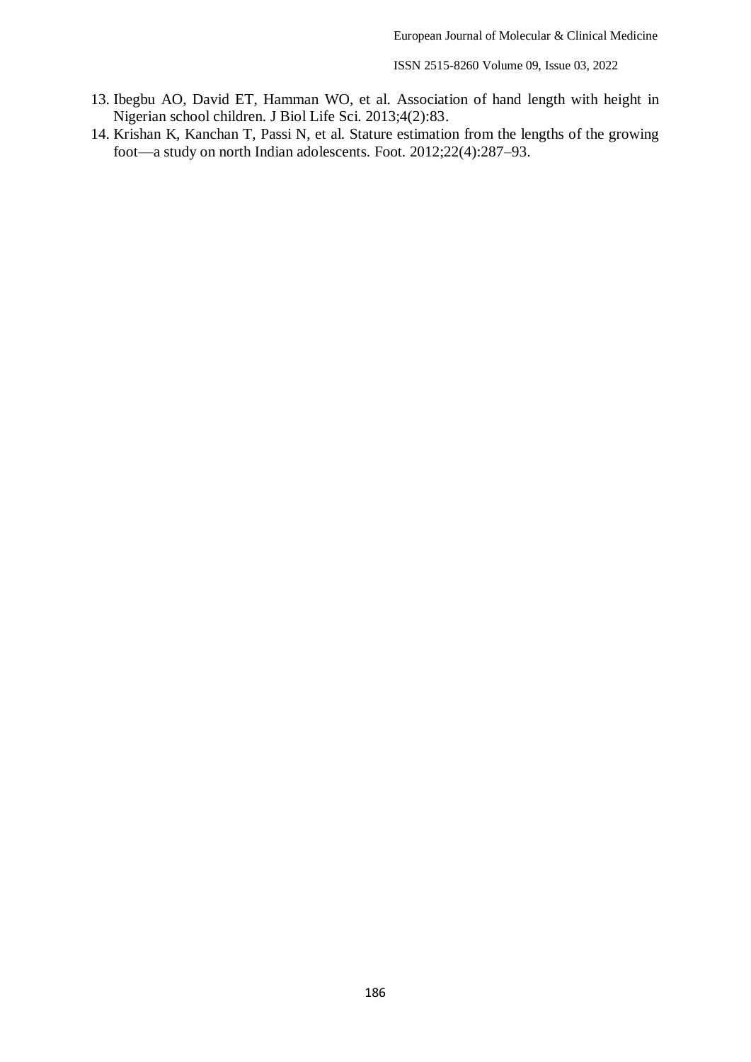13. Ibegbu AO, David ET, Hamman WO, et al. Association of hand length with height in Nigerian school children. J Biol Life Sci. 2013;4(2):83.
14. Krishan K, Kanchan T, Passi N, et al. Stature estimation from the lengths of the growing foot—a study on north Indian adolescents. Foot. 2012;22(4):287–93.